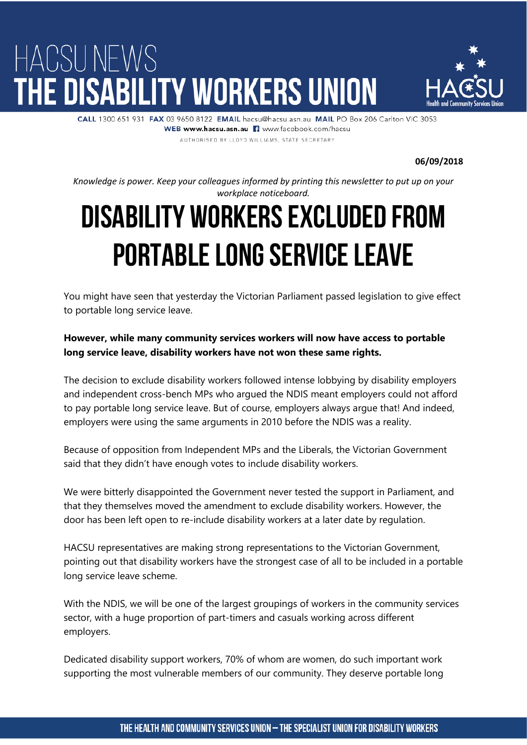# HACSU NEWS
# THE DISABILITY WORKERS UNION

**CALL** 1300 651 931 **FAX** 03 9650 8122 **EMAIL** hacsu@hacsu.asn.au **MAIL** PO Box 206 Carlton VIC 3053
**WEB** www.hacsu.asn.au www.facebook.com/hacsu
AUTHORISED BY LLOYD WILLIAMS, STATE SECRETARY

**06/09/2018**

*Knowledge is power. Keep your colleagues informed by printing this newsletter to put up on your workplace noticeboard.*

# DISABILITY WORKERS EXCLUDED FROM PORTABLE LONG SERVICE LEAVE

You might have seen that yesterday the Victorian Parliament passed legislation to give effect to portable long service leave.

**However, while many community services workers will now have access to portable long service leave, disability workers have not won these same rights.**

The decision to exclude disability workers followed intense lobbying by disability employers and independent cross-bench MPs who argued the NDIS meant employers could not afford to pay portable long service leave. But of course, employers always argue that! And indeed, employers were using the same arguments in 2010 before the NDIS was a reality.

Because of opposition from Independent MPs and the Liberals, the Victorian Government said that they didn't have enough votes to include disability workers.

We were bitterly disappointed the Government never tested the support in Parliament, and that they themselves moved the amendment to exclude disability workers. However, the door has been left open to re-include disability workers at a later date by regulation.

HACSU representatives are making strong representations to the Victorian Government, pointing out that disability workers have the strongest case of all to be included in a portable long service leave scheme.

With the NDIS, we will be one of the largest groupings of workers in the community services sector, with a huge proportion of part-timers and casuals working across different employers.

Dedicated disability support workers, 70% of whom are women, do such important work supporting the most vulnerable members of our community. They deserve portable long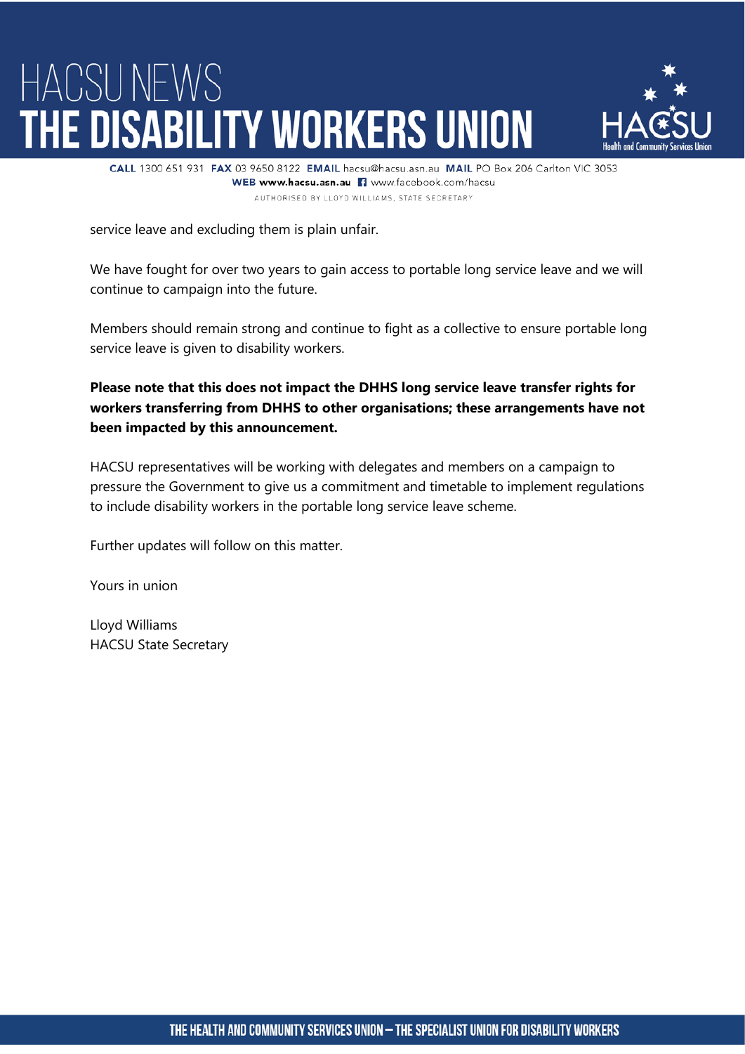service leave and excluding them is plain unfair.

We have fought for over two years to gain access to portable long service leave and we will continue to campaign into the future.

Members should remain strong and continue to fight as a collective to ensure portable long service leave is given to disability workers.

**Please note that this does not impact the DHHS long service leave transfer rights for workers transferring from DHHS to other organisations; these arrangements have not been impacted by this announcement.**

HACSU representatives will be working with delegates and members on a campaign to pressure the Government to give us a commitment and timetable to implement regulations to include disability workers in the portable long service leave scheme.

Further updates will follow on this matter.

Yours in union

Lloyd Williams
HACSU State Secretary